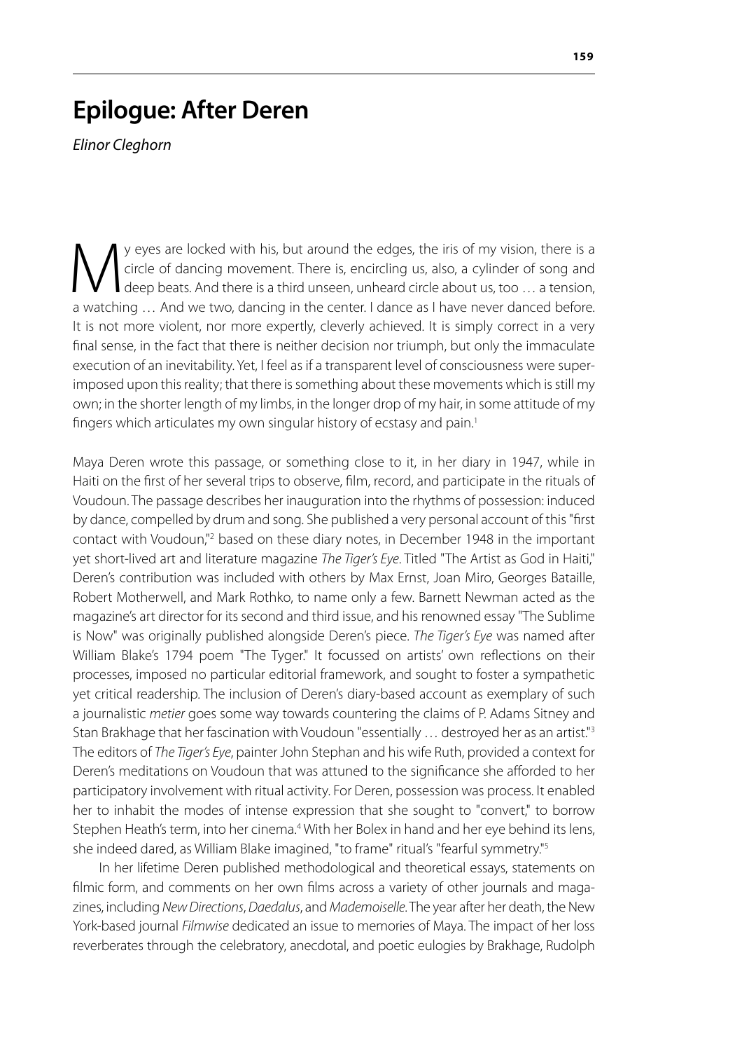# Epilogue: After Deren

*Elinor Cleghorn*

My eyes are locked with his, but around the edges, the iris of my vision, there is a circle of dancing movement. There is, encircling us, also, a cylinder of song and deep beats. And there is a third unseen, unheard circle about us, too … a tension, a watching … And we two, dancing in the center. I dance as I have never danced before. It is not more violent, nor more expertly, cleverly achieved. It is simply correct in a very final sense, in the fact that there is neither decision nor triumph, but only the immaculate execution of an inevitability. Yet, I feel as if a transparent level of consciousness were superimposed upon this reality; that there is something about these movements which is still my own; in the shorter length of my limbs, in the longer drop of my hair, in some attitude of my fingers which articulates my own singular history of ecstasy and pain.[1]

Maya Deren wrote this passage, or something close to it, in her diary in 1947, while in Haiti on the first of her several trips to observe, film, record, and participate in the rituals of Voudoun. The passage describes her inauguration into the rhythms of possession: induced by dance, compelled by drum and song. She published a very personal account of this "first contact with Voudoun,"[2] based on these diary notes, in December 1948 in the important yet short-lived art and literature magazine *The Tiger's Eye*. Titled "The Artist as God in Haiti," Deren's contribution was included with others by Max Ernst, Joan Miro, Georges Bataille, Robert Motherwell, and Mark Rothko, to name only a few. Barnett Newman acted as the magazine's art director for its second and third issue, and his renowned essay "The Sublime is Now" was originally published alongside Deren's piece. *The Tiger's Eye* was named after William Blake's 1794 poem "The Tyger." It focussed on artists' own reflections on their processes, imposed no particular editorial framework, and sought to foster a sympathetic yet critical readership. The inclusion of Deren's diary-based account as exemplary of such a journalistic *metier* goes some way towards countering the claims of P. Adams Sitney and Stan Brakhage that her fascination with Voudoun "essentially … destroyed her as an artist."[3] The editors of *The Tiger's Eye*, painter John Stephan and his wife Ruth, provided a context for Deren's meditations on Voudoun that was attuned to the significance she afforded to her participatory involvement with ritual activity. For Deren, possession was process. It enabled her to inhabit the modes of intense expression that she sought to "convert," to borrow Stephen Heath's term, into her cinema.[4] With her Bolex in hand and her eye behind its lens, she indeed dared, as William Blake imagined, "to frame" ritual's "fearful symmetry."[5]

In her lifetime Deren published methodological and theoretical essays, statements on filmic form, and comments on her own films across a variety of other journals and magazines, including *New Directions*, *Daedalus*, and *Mademoiselle*. The year after her death, the New York-based journal *Filmwise* dedicated an issue to memories of Maya. The impact of her loss reverberates through the celebratory, anecdotal, and poetic eulogies by Brakhage, Rudolph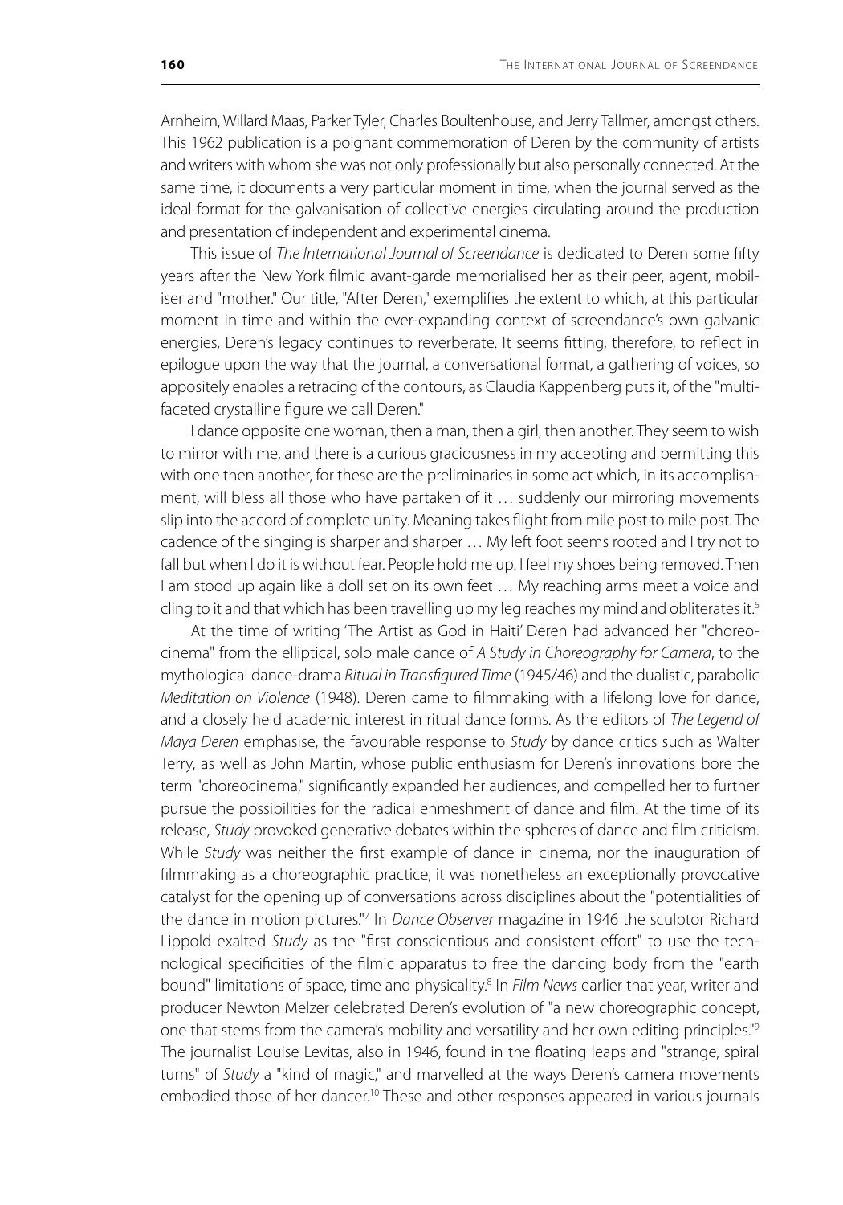Arnheim, Willard Maas, Parker Tyler, Charles Boultenhouse, and Jerry Tallmer, amongst others. This 1962 publication is a poignant commemoration of Deren by the community of artists and writers with whom she was not only professionally but also personally connected. At the same time, it documents a very particular moment in time, when the journal served as the ideal format for the galvanisation of collective energies circulating around the production and presentation of independent and experimental cinema.

This issue of *The International Journal of Screendance* is dedicated to Deren some fifty years after the New York filmic avant-garde memorialised her as their peer, agent, mobiliser and "mother." Our title, "After Deren," exemplifies the extent to which, at this particular moment in time and within the ever-expanding context of screendance's own galvanic energies, Deren's legacy continues to reverberate. It seems fitting, therefore, to reflect in epilogue upon the way that the journal, a conversational format, a gathering of voices, so appositely enables a retracing of the contours, as Claudia Kappenberg puts it, of the "multi-faceted crystalline figure we call Deren."

I dance opposite one woman, then a man, then a girl, then another. They seem to wish to mirror with me, and there is a curious graciousness in my accepting and permitting this with one then another, for these are the preliminaries in some act which, in its accomplishment, will bless all those who have partaken of it … suddenly our mirroring movements slip into the accord of complete unity. Meaning takes flight from mile post to mile post. The cadence of the singing is sharper and sharper … My left foot seems rooted and I try not to fall but when I do it is without fear. People hold me up. I feel my shoes being removed. Then I am stood up again like a doll set on its own feet … My reaching arms meet a voice and cling to it and that which has been travelling up my leg reaches my mind and obliterates it.[6]

At the time of writing 'The Artist as God in Haiti' Deren had advanced her "choreocinema" from the elliptical, solo male dance of *A Study in Choreography for Camera*, to the mythological dance-drama *Ritual in Transfigured Time* (1945/46) and the dualistic, parabolic *Meditation on Violence* (1948). Deren came to filmmaking with a lifelong love for dance, and a closely held academic interest in ritual dance forms. As the editors of *The Legend of Maya Deren* emphasise, the favourable response to *Study* by dance critics such as Walter Terry, as well as John Martin, whose public enthusiasm for Deren's innovations bore the term "choreocinema," significantly expanded her audiences, and compelled her to further pursue the possibilities for the radical enmeshment of dance and film. At the time of its release, *Study* provoked generative debates within the spheres of dance and film criticism. While *Study* was neither the first example of dance in cinema, nor the inauguration of filmmaking as a choreographic practice, it was nonetheless an exceptionally provocative catalyst for the opening up of conversations across disciplines about the "potentialities of the dance in motion pictures."[7] In *Dance Observer* magazine in 1946 the sculptor Richard Lippold exalted *Study* as the "first conscientious and consistent effort" to use the technological specificities of the filmic apparatus to free the dancing body from the "earth bound" limitations of space, time and physicality.[8] In *Film News* earlier that year, writer and producer Newton Melzer celebrated Deren's evolution of "a new choreographic concept, one that stems from the camera's mobility and versatility and her own editing principles."[9] The journalist Louise Levitas, also in 1946, found in the floating leaps and "strange, spiral turns" of *Study* a "kind of magic," and marvelled at the ways Deren's camera movements embodied those of her dancer.[10] These and other responses appeared in various journals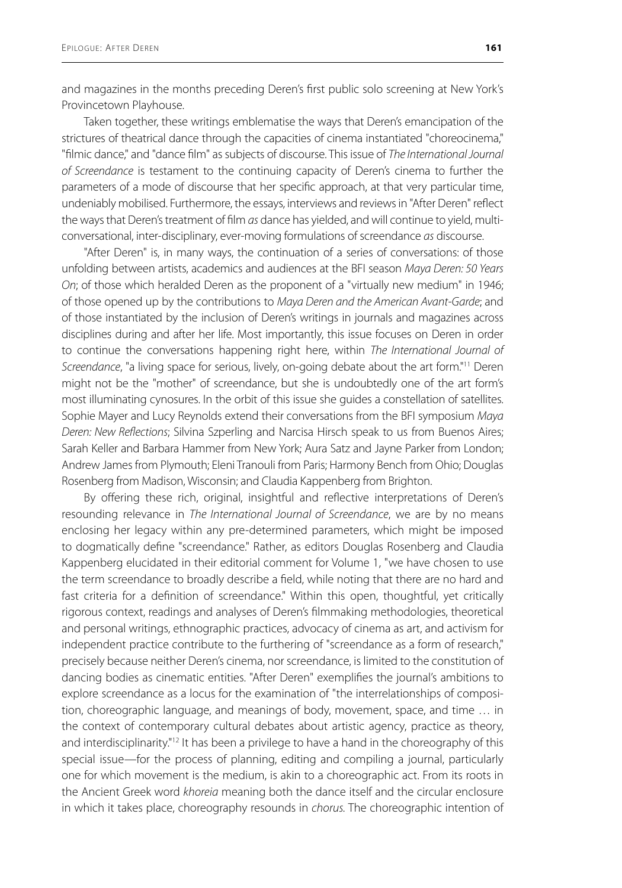and magazines in the months preceding Deren's first public solo screening at New York's Provincetown Playhouse.

Taken together, these writings emblematise the ways that Deren's emancipation of the strictures of theatrical dance through the capacities of cinema instantiated "choreocinema," "filmic dance," and "dance film" as subjects of discourse. This issue of *The International Journal of Screendance* is testament to the continuing capacity of Deren's cinema to further the parameters of a mode of discourse that her specific approach, at that very particular time, undeniably mobilised. Furthermore, the essays, interviews and reviews in "After Deren" reflect the ways that Deren's treatment of film *as* dance has yielded, and will continue to yield, multi-conversational, inter-disciplinary, ever-moving formulations of screendance *as* discourse.

"After Deren" is, in many ways, the continuation of a series of conversations: of those unfolding between artists, academics and audiences at the BFI season *Maya Deren: 50 Years On*; of those which heralded Deren as the proponent of a "virtually new medium" in 1946; of those opened up by the contributions to *Maya Deren and the American Avant-Garde*; and of those instantiated by the inclusion of Deren's writings in journals and magazines across disciplines during and after her life. Most importantly, this issue focuses on Deren in order to continue the conversations happening right here, within *The International Journal of Screendance*, "a living space for serious, lively, on-going debate about the art form."[11] Deren might not be the "mother" of screendance, but she is undoubtedly one of the art form's most illuminating cynosures. In the orbit of this issue she guides a constellation of satellites. Sophie Mayer and Lucy Reynolds extend their conversations from the BFI symposium *Maya Deren: New Reflections*; Silvina Szperling and Narcisa Hirsch speak to us from Buenos Aires; Sarah Keller and Barbara Hammer from New York; Aura Satz and Jayne Parker from London; Andrew James from Plymouth; Eleni Tranouli from Paris; Harmony Bench from Ohio; Douglas Rosenberg from Madison, Wisconsin; and Claudia Kappenberg from Brighton.

By offering these rich, original, insightful and reflective interpretations of Deren's resounding relevance in *The International Journal of Screendance*, we are by no means enclosing her legacy within any pre-determined parameters, which might be imposed to dogmatically define "screendance." Rather, as editors Douglas Rosenberg and Claudia Kappenberg elucidated in their editorial comment for Volume 1, "we have chosen to use the term screendance to broadly describe a field, while noting that there are no hard and fast criteria for a definition of screendance." Within this open, thoughtful, yet critically rigorous context, readings and analyses of Deren's filmmaking methodologies, theoretical and personal writings, ethnographic practices, advocacy of cinema as art, and activism for independent practice contribute to the furthering of "screendance as a form of research," precisely because neither Deren's cinema, nor screendance, is limited to the constitution of dancing bodies as cinematic entities. "After Deren" exemplifies the journal's ambitions to explore screendance as a locus for the examination of "the interrelationships of composition, choreographic language, and meanings of body, movement, space, and time … in the context of contemporary cultural debates about artistic agency, practice as theory, and interdisciplinarity."[12] It has been a privilege to have a hand in the choreography of this special issue—for the process of planning, editing and compiling a journal, particularly one for which movement is the medium, is akin to a choreographic act. From its roots in the Ancient Greek word *khoreia* meaning both the dance itself and the circular enclosure in which it takes place, choreography resounds in *chorus.* The choreographic intention of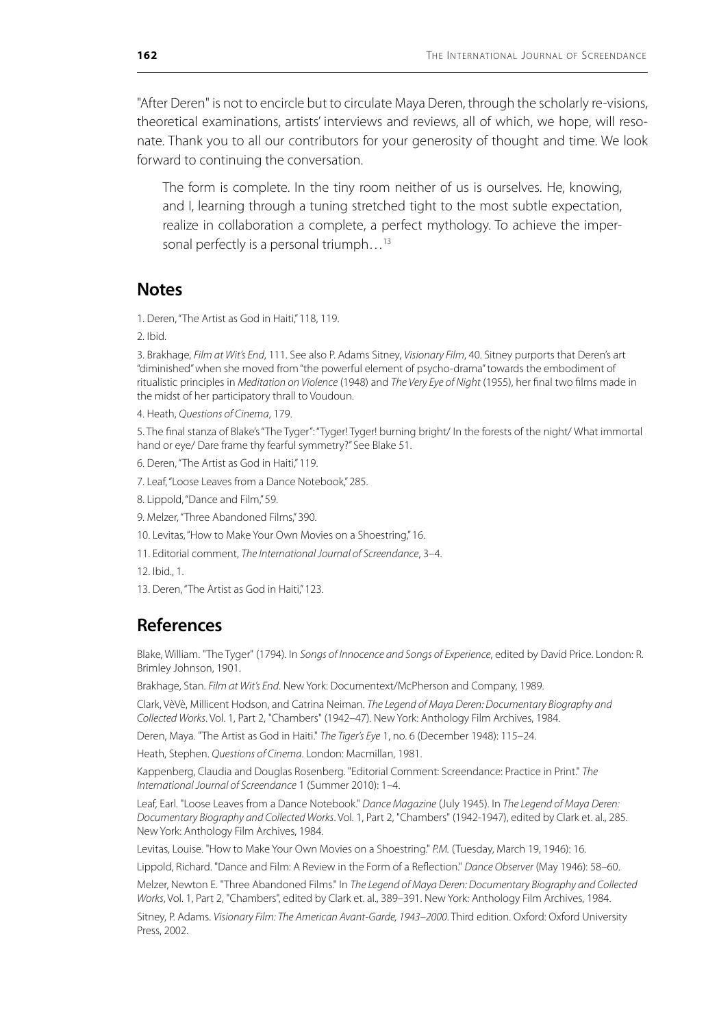"After Deren" is not to encircle but to circulate Maya Deren, through the scholarly re-visions, theoretical examinations, artists' interviews and reviews, all of which, we hope, will resonate. Thank you to all our contributors for your generosity of thought and time. We look forward to continuing the conversation.

> The form is complete. In the tiny room neither of us is ourselves. He, knowing, and I, learning through a tuning stretched tight to the most subtle expectation, realize in collaboration a complete, a perfect mythology. To achieve the impersonal perfectly is a personal triumph…[13]

## Notes

1. Deren, "The Artist as God in Haiti," 118, 119.

2. Ibid.

3. Brakhage, *Film at Wit's End*, 111. See also P. Adams Sitney, *Visionary Film*, 40. Sitney purports that Deren's art "diminished" when she moved from "the powerful element of psycho-drama" towards the embodiment of ritualistic principles in *Meditation on Violence* (1948) and *The Very Eye of Night* (1955), her final two films made in the midst of her participatory thrall to Voudoun.

4. Heath, *Questions of Cinema*, 179.

5. The final stanza of Blake's "The Tyger": "Tyger! Tyger! burning bright/ In the forests of the night/ What immortal hand or eye/ Dare frame thy fearful symmetry?" See Blake 51.

6. Deren, "The Artist as God in Haiti," 119.

7. Leaf, "Loose Leaves from a Dance Notebook," 285.

8. Lippold, "Dance and Film," 59.

9. Melzer, "Three Abandoned Films," 390.

10. Levitas, "How to Make Your Own Movies on a Shoestring," 16.

11. Editorial comment, *The International Journal of Screendance*, 3–4.

12. Ibid., 1.

13. Deren, "The Artist as God in Haiti," 123.

## References

Blake, William. "The Tyger" (1794). In *Songs of Innocence and Songs of Experience*, edited by David Price. London: R. Brimley Johnson, 1901.

Brakhage, Stan. *Film at Wit's End*. New York: Documentext/McPherson and Company, 1989.

Clark, VèVè, Millicent Hodson, and Catrina Neiman. *The Legend of Maya Deren: Documentary Biography and Collected Works*. Vol. 1, Part 2, "Chambers" (1942–47). New York: Anthology Film Archives, 1984.

Deren, Maya. "The Artist as God in Haiti." *The Tiger's Eye* 1, no. 6 (December 1948): 115–24.

Heath, Stephen. *Questions of Cinema*. London: Macmillan, 1981.

Kappenberg, Claudia and Douglas Rosenberg. "Editorial Comment: Screendance: Practice in Print." *The International Journal of Screendance* 1 (Summer 2010): 1–4.

Leaf, Earl. "Loose Leaves from a Dance Notebook." *Dance Magazine* (July 1945). In *The Legend of Maya Deren: Documentary Biography and Collected Works*. Vol. 1, Part 2, "Chambers" (1942-1947), edited by Clark et. al., 285. New York: Anthology Film Archives, 1984.

Levitas, Louise. "How to Make Your Own Movies on a Shoestring." *P.M.* (Tuesday, March 19, 1946): 16.

Lippold, Richard. "Dance and Film: A Review in the Form of a Reflection." *Dance Observer* (May 1946): 58–60.

Melzer, Newton E. "Three Abandoned Films." In *The Legend of Maya Deren: Documentary Biography and Collected Works*, Vol. 1, Part 2, "Chambers", edited by Clark et. al., 389–391. New York: Anthology Film Archives, 1984.

Sitney, P. Adams. *Visionary Film: The American Avant-Garde, 1943–2000*. Third edition. Oxford: Oxford University Press, 2002.